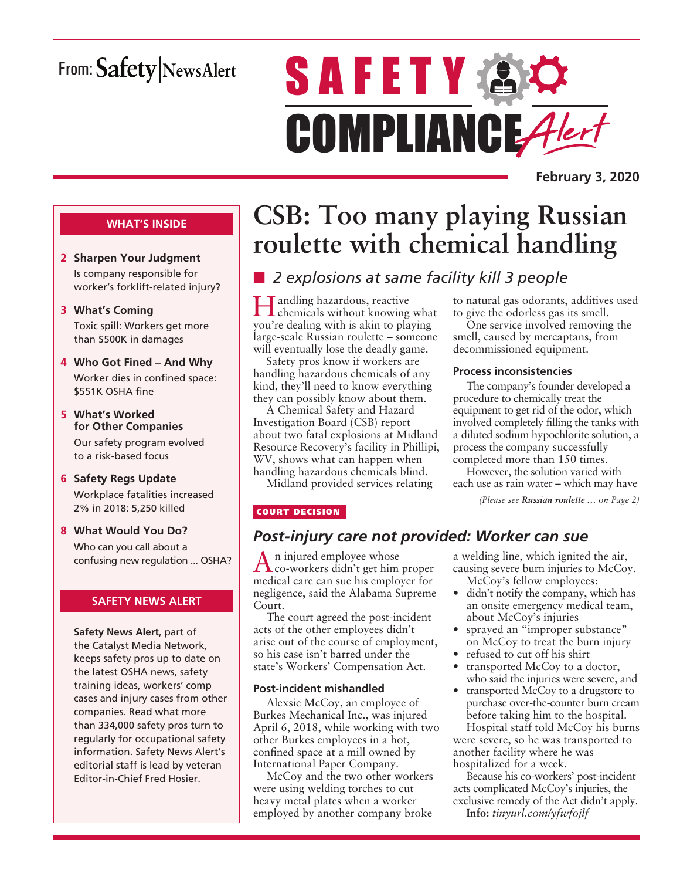From: Safety | NewsAlert

# SAFETY COMPLIANCE Alert

**February 3, 2020**

## WHAT'S INSIDE

**2 Sharpen Your Judgment**
Is company responsible for worker's forklift-related injury?

**3 What's Coming**
Toxic spill: Workers get more than $500K in damages

**4 Who Got Fined – And Why**
Worker dies in confined space: $551K OSHA fine

**5 What's Worked for Other Companies**
Our safety program evolved to a risk-based focus

**6 Safety Regs Update**
Workplace fatalities increased 2% in 2018: 5,250 killed

**8 What Would You Do?**
Who can you call about a confusing new regulation ... OSHA?

## SAFETY NEWS ALERT

**Safety News Alert**, part of the Catalyst Media Network, keeps safety pros up to date on the latest OSHA news, safety training ideas, workers' comp cases and injury cases from other companies. Read what more than 334,000 safety pros turn to regularly for occupational safety information. Safety News Alert's editorial staff is lead by veteran Editor-in-Chief Fred Hosier.

# CSB: Too many playing Russian roulette with chemical handling

## *2 explosions at same facility kill 3 people*

Handling hazardous, reactive chemicals without knowing what you're dealing with is akin to playing large-scale Russian roulette – someone will eventually lose the deadly game.

Safety pros know if workers are handling hazardous chemicals of any kind, they'll need to know everything they can possibly know about them.

A Chemical Safety and Hazard Investigation Board (CSB) report about two fatal explosions at Midland Resource Recovery's facility in Phillipi, WV, shows what can happen when handling hazardous chemicals blind.

Midland provided services relating to natural gas odorants, additives used to give the odorless gas its smell.

One service involved removing the smell, caused by mercaptans, from decommissioned equipment.

### Process inconsistencies

The company's founder developed a procedure to chemically treat the equipment to get rid of the odor, which involved completely filling the tanks with a diluted sodium hypochlorite solution, a process the company successfully completed more than 150 times.

However, the solution varied with each use as rain water – which may have

*(Please see **Russian roulette** ... on Page 2)*

COURT DECISION

## *Post-injury care not provided: Worker can sue*

An injured employee whose co-workers didn't get him proper medical care can sue his employer for negligence, said the Alabama Supreme Court.

The court agreed the post-incident acts of the other employees didn't arise out of the course of employment, so his case isn't barred under the state's Workers' Compensation Act.

### Post-incident mishandled

Alexsie McCoy, an employee of Burkes Mechanical Inc., was injured April 6, 2018, while working with two other Burkes employees in a hot, confined space at a mill owned by International Paper Company.

McCoy and the two other workers were using welding torches to cut heavy metal plates when a worker employed by another company broke a welding line, which ignited the air, causing severe burn injuries to McCoy.

McCoy's fellow employees:

- didn't notify the company, which has an onsite emergency medical team, about McCoy's injuries
- sprayed an "improper substance" on McCoy to treat the burn injury
- refused to cut off his shirt
- transported McCoy to a doctor, who said the injuries were severe, and
- transported McCoy to a drugstore to purchase over-the-counter burn cream before taking him to the hospital.

Hospital staff told McCoy his burns were severe, so he was transported to another facility where he was hospitalized for a week.

Because his co-workers' post-incident acts complicated McCoy's injuries, the exclusive remedy of the Act didn't apply.

**Info:** *tinyurl.com/yfwfojlf*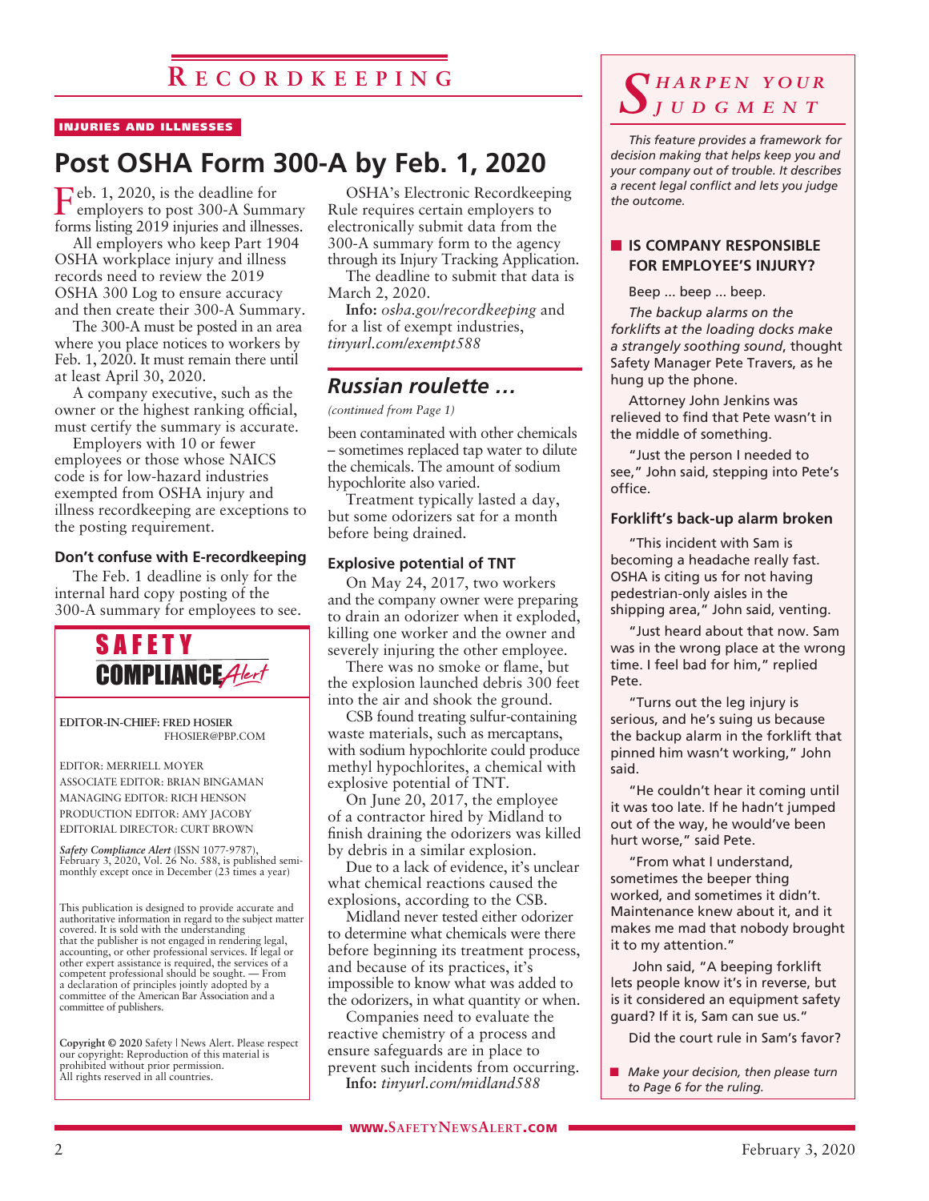# RECORDKEEPING

**INJURIES AND ILLNESSES**

## Post OSHA Form 300-A by Feb. 1, 2020

Feb. 1, 2020, is the deadline for employers to post 300-A Summary forms listing 2019 injuries and illnesses.

All employers who keep Part 1904 OSHA workplace injury and illness records need to review the 2019 OSHA 300 Log to ensure accuracy and then create their 300-A Summary.

The 300-A must be posted in an area where you place notices to workers by Feb. 1, 2020. It must remain there until at least April 30, 2020.

A company executive, such as the owner or the highest ranking official, must certify the summary is accurate.

Employers with 10 or fewer employees or those whose NAICS code is for low-hazard industries exempted from OSHA injury and illness recordkeeping are exceptions to the posting requirement.

### Don't confuse with E-recordkeeping

The Feb. 1 deadline is only for the internal hard copy posting of the 300-A summary for employees to see.

OSHA's Electronic Recordkeeping Rule requires certain employers to electronically submit data from the 300-A summary form to the agency through its Injury Tracking Application.

The deadline to submit that data is March 2, 2020.

**Info:** *osha.gov/recordkeeping* and for a list of exempt industries, *tinyurl.com/exempt588*

---

**SAFETY COMPLIANCE Alert**

EDITOR-IN-CHIEF: FRED HOSIER
FHOSIER@PBP.COM

EDITOR: MERRIELL MOYER
ASSOCIATE EDITOR: BRIAN BINGAMAN
MANAGING EDITOR: RICH HENSON
PRODUCTION EDITOR: AMY JACOBY
EDITORIAL DIRECTOR: CURT BROWN

*Safety Compliance Alert* (ISSN 1077-9787), February 3, 2020, Vol. 26 No. 588, is published semi-monthly except once in December (23 times a year)

This publication is designed to provide accurate and authoritative information in regard to the subject matter covered. It is sold with the understanding that the publisher is not engaged in rendering legal, accounting, or other professional services. If legal or other expert assistance is required, the services of a competent professional should be sought. — From a declaration of principles jointly adopted by a committee of the American Bar Association and a committee of publishers.

**Copyright © 2020** Safety | News Alert. Please respect our copyright: Reproduction of this material is prohibited without prior permission. All rights reserved in all countries.

---

## *Russian roulette …*

*(continued from Page 1)*

been contaminated with other chemicals – sometimes replaced tap water to dilute the chemicals. The amount of sodium hypochlorite also varied.

Treatment typically lasted a day, but some odorizers sat for a month before being drained.

### Explosive potential of TNT

On May 24, 2017, two workers and the company owner were preparing to drain an odorizer when it exploded, killing one worker and the owner and severely injuring the other employee.

There was no smoke or flame, but the explosion launched debris 300 feet into the air and shook the ground.

CSB found treating sulfur-containing waste materials, such as mercaptans, with sodium hypochlorite could produce methyl hypochlorites, a chemical with explosive potential of TNT.

On June 20, 2017, the employee of a contractor hired by Midland to finish draining the odorizers was killed by debris in a similar explosion.

Due to a lack of evidence, it's unclear what chemical reactions caused the explosions, according to the CSB.

Midland never tested either odorizer to determine what chemicals were there before beginning its treatment process, and because of its practices, it's impossible to know what was added to the odorizers, in what quantity or when.

Companies need to evaluate the reactive chemistry of a process and ensure safeguards are in place to prevent such incidents from occurring.

**Info:** *tinyurl.com/midland588*

---

# *SHARPEN YOUR JUDGMENT*

*This feature provides a framework for decision making that helps keep you and your company out of trouble. It describes a recent legal conflict and lets you judge the outcome.*

### IS COMPANY RESPONSIBLE FOR EMPLOYEE'S INJURY?

Beep … beep … beep.

*The backup alarms on the forklifts at the loading docks make a strangely soothing sound*, thought Safety Manager Pete Travers, as he hung up the phone.

Attorney John Jenkins was relieved to find that Pete wasn't in the middle of something.

"Just the person I needed to see," John said, stepping into Pete's office.

### Forklift's back-up alarm broken

"This incident with Sam is becoming a headache really fast. OSHA is citing us for not having pedestrian-only aisles in the shipping area," John said, venting.

"Just heard about that now. Sam was in the wrong place at the wrong time. I feel bad for him," replied Pete.

"Turns out the leg injury is serious, and he's suing us because the backup alarm in the forklift that pinned him wasn't working," John said.

"He couldn't hear it coming until it was too late. If he hadn't jumped out of the way, he would've been hurt worse," said Pete.

"From what I understand, sometimes the beeper thing worked, and sometimes it didn't. Maintenance knew about it, and it makes me mad that nobody brought it to my attention."

John said, "A beeping forklift lets people know it's in reverse, but is it considered an equipment safety guard? If it is, Sam can sue us."

Did the court rule in Sam's favor?

- *Make your decision, then please turn to Page 6 for the ruling.*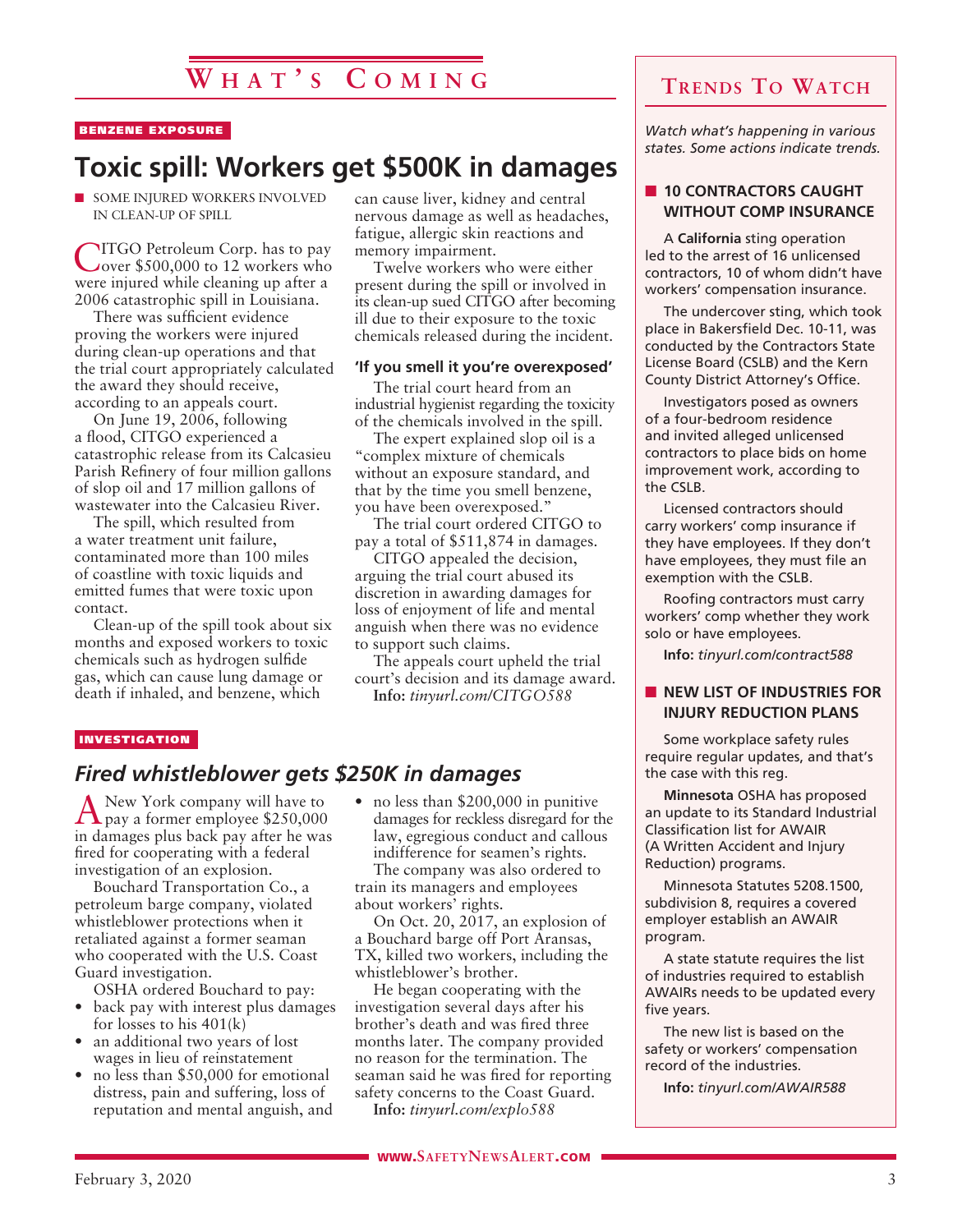# What's Coming

BENZENE EXPOSURE

## Toxic spill: Workers get $500K in damages

■ SOME INJURED WORKERS INVOLVED IN CLEAN-UP OF SPILL

CITGO Petroleum Corp. has to pay over $500,000 to 12 workers who were injured while cleaning up after a 2006 catastrophic spill in Louisiana.

There was sufficient evidence proving the workers were injured during clean-up operations and that the trial court appropriately calculated the award they should receive, according to an appeals court.

On June 19, 2006, following a flood, CITGO experienced a catastrophic release from its Calcasieu Parish Refinery of four million gallons of slop oil and 17 million gallons of wastewater into the Calcasieu River.

The spill, which resulted from a water treatment unit failure, contaminated more than 100 miles of coastline with toxic liquids and emitted fumes that were toxic upon contact.

Clean-up of the spill took about six months and exposed workers to toxic chemicals such as hydrogen sulfide gas, which can cause lung damage or death if inhaled, and benzene, which can cause liver, kidney and central nervous damage as well as headaches, fatigue, allergic skin reactions and memory impairment.

Twelve workers who were either present during the spill or involved in its clean-up sued CITGO after becoming ill due to their exposure to the toxic chemicals released during the incident.

### 'If you smell it you're overexposed'

The trial court heard from an industrial hygienist regarding the toxicity of the chemicals involved in the spill.

The expert explained slop oil is a "complex mixture of chemicals without an exposure standard, and that by the time you smell benzene, you have been overexposed."

The trial court ordered CITGO to pay a total of $511,874 in damages.

CITGO appealed the decision, arguing the trial court abused its discretion in awarding damages for loss of enjoyment of life and mental anguish when there was no evidence to support such claims.

The appeals court upheld the trial court's decision and its damage award.

**Info:** *tinyurl.com/CITGO588*

INVESTIGATION

## *Fired whistleblower gets $250K in damages*

A New York company will have to pay a former employee $250,000 in damages plus back pay after he was fired for cooperating with a federal investigation of an explosion.

Bouchard Transportation Co., a petroleum barge company, violated whistleblower protections when it retaliated against a former seaman who cooperated with the U.S. Coast Guard investigation.

OSHA ordered Bouchard to pay:

- back pay with interest plus damages for losses to his 401(k)
- an additional two years of lost wages in lieu of reinstatement
- no less than $50,000 for emotional distress, pain and suffering, loss of reputation and mental anguish, and
- no less than $200,000 in punitive damages for reckless disregard for the law, egregious conduct and callous indifference for seamen's rights.

The company was also ordered to train its managers and employees about workers' rights.

On Oct. 20, 2017, an explosion of a Bouchard barge off Port Aransas, TX, killed two workers, including the whistleblower's brother.

He began cooperating with the investigation several days after his brother's death and was fired three months later. The company provided no reason for the termination. The seaman said he was fired for reporting safety concerns to the Coast Guard.

**Info:** *tinyurl.com/explo588*

# Trends To Watch

*Watch what's happening in various states. Some actions indicate trends.*

### ■ 10 CONTRACTORS CAUGHT WITHOUT COMP INSURANCE

A **California** sting operation led to the arrest of 16 unlicensed contractors, 10 of whom didn't have workers' compensation insurance.

The undercover sting, which took place in Bakersfield Dec. 10-11, was conducted by the Contractors State License Board (CSLB) and the Kern County District Attorney's Office.

Investigators posed as owners of a four-bedroom residence and invited alleged unlicensed contractors to place bids on home improvement work, according to the CSLB.

Licensed contractors should carry workers' comp insurance if they have employees. If they don't have employees, they must file an exemption with the CSLB.

Roofing contractors must carry workers' comp whether they work solo or have employees.

**Info:** *tinyurl.com/contract588*

### ■ NEW LIST OF INDUSTRIES FOR INJURY REDUCTION PLANS

Some workplace safety rules require regular updates, and that's the case with this reg.

**Minnesota** OSHA has proposed an update to its Standard Industrial Classification list for AWAIR (A Written Accident and Injury Reduction) programs.

Minnesota Statutes 5208.1500, subdivision 8, requires a covered employer establish an AWAIR program.

A state statute requires the list of industries required to establish AWAIRs needs to be updated every five years.

The new list is based on the safety or workers' compensation record of the industries.

**Info:** *tinyurl.com/AWAIR588*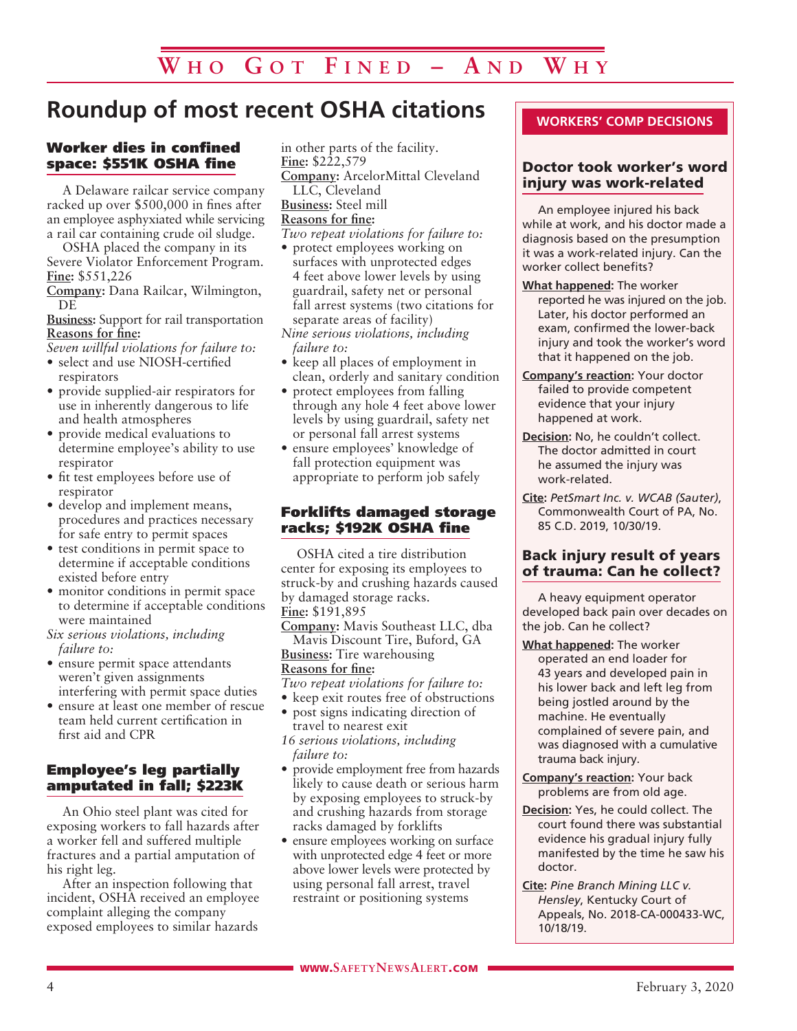# Who Got Fined – And Why

## Roundup of most recent OSHA citations

### Worker dies in confined space: $551K OSHA fine

A Delaware railcar service company racked up over $500,000 in fines after an employee asphyxiated while servicing a rail car containing crude oil sludge.

OSHA placed the company in its Severe Violator Enforcement Program.

**Fine:** $551,226

**Company:** Dana Railcar, Wilmington, DE

**Business:** Support for rail transportation

**Reasons for fine:**

*Seven willful violations for failure to:*

- select and use NIOSH-certified respirators
- provide supplied-air respirators for use in inherently dangerous to life and health atmospheres
- provide medical evaluations to determine employee's ability to use respirator
- fit test employees before use of respirator
- develop and implement means, procedures and practices necessary for safe entry to permit spaces
- test conditions in permit space to determine if acceptable conditions existed before entry
- monitor conditions in permit space to determine if acceptable conditions were maintained

*Six serious violations, including failure to:*

- ensure permit space attendants weren't given assignments interfering with permit space duties
- ensure at least one member of rescue team held current certification in first aid and CPR

### Employee's leg partially amputated in fall; $223K

An Ohio steel plant was cited for exposing workers to fall hazards after a worker fell and suffered multiple fractures and a partial amputation of his right leg.

After an inspection following that incident, OSHA received an employee complaint alleging the company exposed employees to similar hazards in other parts of the facility.

**Fine:** $222,579

**Company:** ArcelorMittal Cleveland LLC, Cleveland

**Business:** Steel mill

**Reasons for fine:**

*Two repeat violations for failure to:*

- protect employees working on surfaces with unprotected edges 4 feet above lower levels by using guardrail, safety net or personal fall arrest systems (two citations for separate areas of facility)

*Nine serious violations, including failure to:*

- keep all places of employment in clean, orderly and sanitary condition
- protect employees from falling through any hole 4 feet above lower levels by using guardrail, safety net or personal fall arrest systems
- ensure employees' knowledge of fall protection equipment was appropriate to perform job safely

### Forklifts damaged storage racks; $192K OSHA fine

OSHA cited a tire distribution center for exposing its employees to struck-by and crushing hazards caused by damaged storage racks.

**Fine:** $191,895

**Company:** Mavis Southeast LLC, dba Mavis Discount Tire, Buford, GA

**Business:** Tire warehousing

**Reasons for fine:**

*Two repeat violations for failure to:*

- keep exit routes free of obstructions
- post signs indicating direction of travel to nearest exit

*16 serious violations, including failure to:*

- provide employment free from hazards likely to cause death or serious harm by exposing employees to struck-by and crushing hazards from storage racks damaged by forklifts
- ensure employees working on surface with unprotected edge 4 feet or more above lower levels were protected by using personal fall arrest, travel restraint or positioning systems

## WORKERS' COMP DECISIONS

### Doctor took worker's word injury was work-related

An employee injured his back while at work, and his doctor made a diagnosis based on the presumption it was a work-related injury. Can the worker collect benefits?

**What happened:** The worker reported he was injured on the job. Later, his doctor performed an exam, confirmed the lower-back injury and took the worker's word that it happened on the job.

**Company's reaction:** Your doctor failed to provide competent evidence that your injury happened at work.

**Decision:** No, he couldn't collect. The doctor admitted in court he assumed the injury was work-related.

**Cite:** *PetSmart Inc. v. WCAB (Sauter)*, Commonwealth Court of PA, No. 85 C.D. 2019, 10/30/19.

### Back injury result of years of trauma: Can he collect?

A heavy equipment operator developed back pain over decades on the job. Can he collect?

**What happened:** The worker operated an end loader for 43 years and developed pain in his lower back and left leg from being jostled around by the machine. He eventually complained of severe pain, and was diagnosed with a cumulative trauma back injury.

**Company's reaction:** Your back problems are from old age.

**Decision:** Yes, he could collect. The court found there was substantial evidence his gradual injury fully manifested by the time he saw his doctor.

**Cite:** *Pine Branch Mining LLC v. Hensley*, Kentucky Court of Appeals, No. 2018-CA-000433-WC, 10/18/19.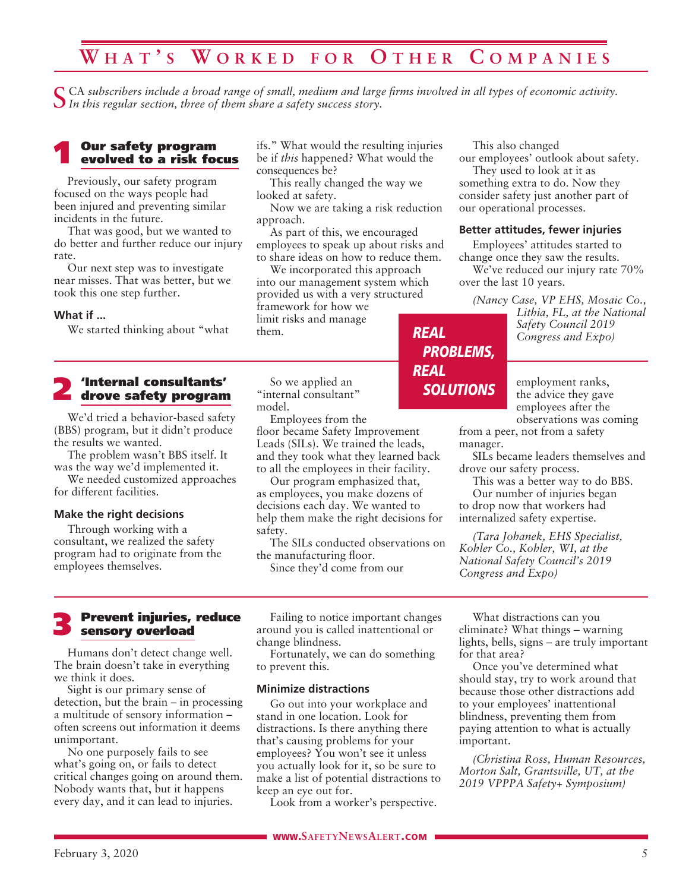# What's Worked for Other Companies

*SCA subscribers include a broad range of small, medium and large firms involved in all types of economic activity. In this regular section, three of them share a safety success story.*

## 1 Our safety program evolved to a risk focus

Previously, our safety program focused on the ways people had been injured and preventing similar incidents in the future.

That was good, but we wanted to do better and further reduce our injury rate.

Our next step was to investigate near misses. That was better, but we took this one step further.

### What if …

We started thinking about "what ifs." What would the resulting injuries be if *this* happened? What would the consequences be?

This really changed the way we looked at safety.

Now we are taking a risk reduction approach.

As part of this, we encouraged employees to speak up about risks and to share ideas on how to reduce them.

We incorporated this approach into our management system which provided us with a very structured framework for how we limit risks and manage them.

This also changed our employees' outlook about safety.

They used to look at it as something extra to do. Now they consider safety just another part of our operational processes.

### Better attitudes, fewer injuries

Employees' attitudes started to change once they saw the results.

We've reduced our injury rate 70% over the last 10 years.

*(Nancy Case, VP EHS, Mosaic Co., Lithia, FL, at the National Safety Council 2019 Congress and Expo)*

**REAL PROBLEMS, REAL SOLUTIONS**

## 2 'Internal consultants' drove safety program

We'd tried a behavior-based safety (BBS) program, but it didn't produce the results we wanted.

The problem wasn't BBS itself. It was the way we'd implemented it.

We needed customized approaches for different facilities.

### Make the right decisions

Through working with a consultant, we realized the safety program had to originate from the employees themselves.

So we applied an "internal consultant" model.

Employees from the floor became Safety Improvement Leads (SILs). We trained the leads, and they took what they learned back to all the employees in their facility.

Our program emphasized that, as employees, you make dozens of decisions each day. We wanted to help them make the right decisions for safety.

The SILs conducted observations on the manufacturing floor.

Since they'd come from our employment ranks, the advice they gave employees after the observations was coming from a peer, not from a safety manager.

SILs became leaders themselves and drove our safety process.

This was a better way to do BBS.

Our number of injuries began to drop now that workers had internalized safety expertise.

*(Tara Johanek, EHS Specialist, Kohler Co., Kohler, WI, at the National Safety Council's 2019 Congress and Expo)*

## 3 Prevent injuries, reduce sensory overload

Humans don't detect change well. The brain doesn't take in everything we think it does.

Sight is our primary sense of detection, but the brain – in processing a multitude of sensory information – often screens out information it deems unimportant.

No one purposely fails to see what's going on, or fails to detect critical changes going on around them. Nobody wants that, but it happens every day, and it can lead to injuries.

Failing to notice important changes around you is called inattentional or change blindness.

Fortunately, we can do something to prevent this.

### Minimize distractions

Go out into your workplace and stand in one location. Look for distractions. Is there anything there that's causing problems for your employees? You won't see it unless you actually look for it, so be sure to make a list of potential distractions to keep an eye out for.

Look from a worker's perspective.

What distractions can you eliminate? What things – warning lights, bells, signs – are truly important for that area?

Once you've determined what should stay, try to work around that because those other distractions add to your employees' inattentional blindness, preventing them from paying attention to what is actually important.

*(Christina Ross, Human Resources, Morton Salt, Grantsville, UT, at the 2019 VPPPA Safety+ Symposium)*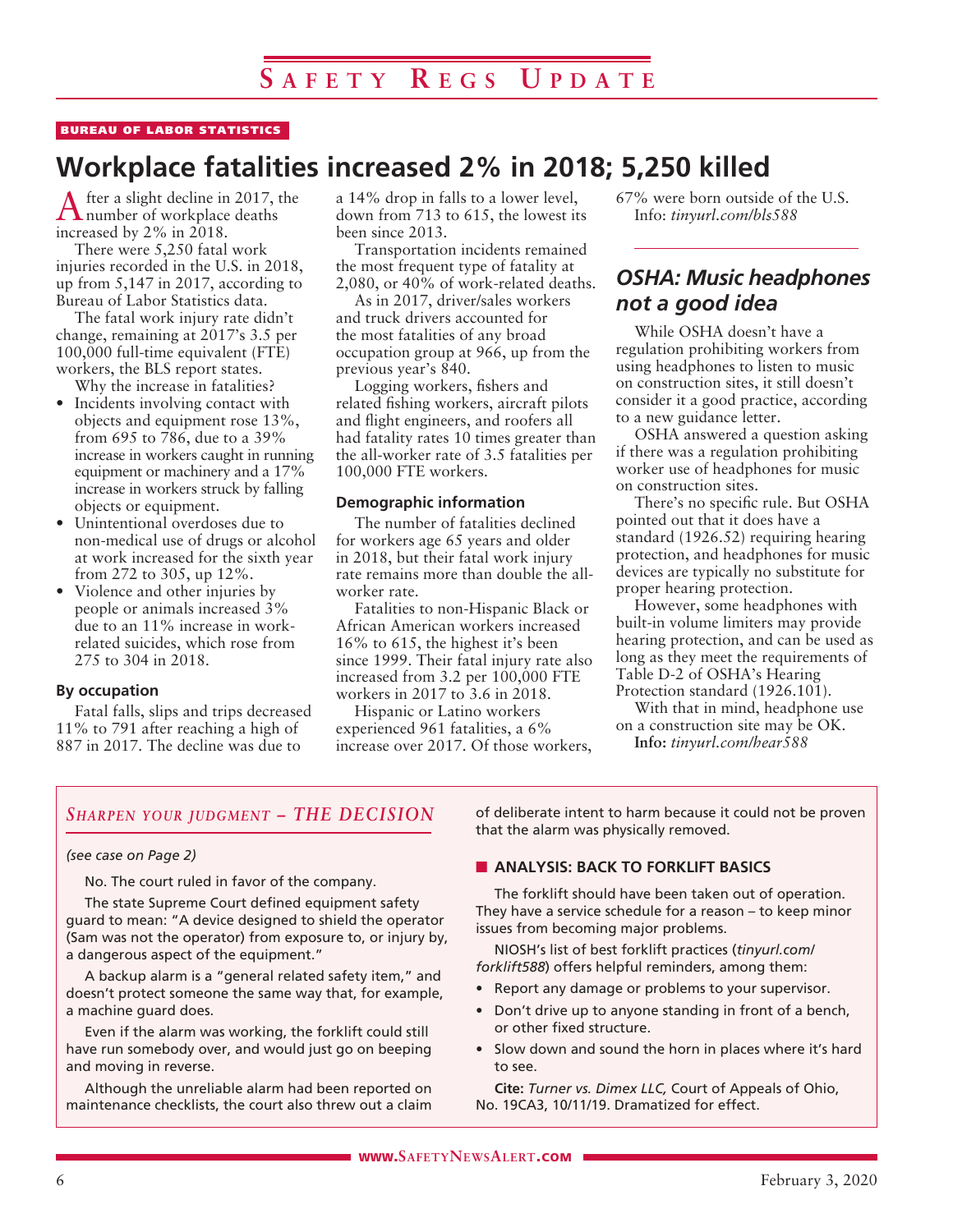## BUREAU OF LABOR STATISTICS

# Workplace fatalities increased 2% in 2018; 5,250 killed

After a slight decline in 2017, the number of workplace deaths increased by 2% in 2018.

There were 5,250 fatal work injuries recorded in the U.S. in 2018, up from 5,147 in 2017, according to Bureau of Labor Statistics data.

The fatal work injury rate didn't change, remaining at 2017's 3.5 per 100,000 full-time equivalent (FTE) workers, the BLS report states.

Why the increase in fatalities?

- Incidents involving contact with objects and equipment rose 13%, from 695 to 786, due to a 39% increase in workers caught in running equipment or machinery and a 17% increase in workers struck by falling objects or equipment.
- Unintentional overdoses due to non-medical use of drugs or alcohol at work increased for the sixth year from 272 to 305, up 12%.
- Violence and other injuries by people or animals increased 3% due to an 11% increase in work-related suicides, which rose from 275 to 304 in 2018.

### By occupation

Fatal falls, slips and trips decreased 11% to 791 after reaching a high of 887 in 2017. The decline was due to a 14% drop in falls to a lower level, down from 713 to 615, the lowest its been since 2013.

Transportation incidents remained the most frequent type of fatality at 2,080, or 40% of work-related deaths.

As in 2017, driver/sales workers and truck drivers accounted for the most fatalities of any broad occupation group at 966, up from the previous year's 840.

Logging workers, fishers and related fishing workers, aircraft pilots and flight engineers, and roofers all had fatality rates 10 times greater than the all-worker rate of 3.5 fatalities per 100,000 FTE workers.

### Demographic information

The number of fatalities declined for workers age 65 years and older in 2018, but their fatal work injury rate remains more than double the all-worker rate.

Fatalities to non-Hispanic Black or African American workers increased 16% to 615, the highest it's been since 1999. Their fatal injury rate also increased from 3.2 per 100,000 FTE workers in 2017 to 3.6 in 2018.

Hispanic or Latino workers experienced 961 fatalities, a 6% increase over 2017. Of those workers, 67% were born outside of the U.S.

Info: *tinyurl.com/bls588*

## *OSHA: Music headphones not a good idea*

While OSHA doesn't have a regulation prohibiting workers from using headphones to listen to music on construction sites, it still doesn't consider it a good practice, according to a new guidance letter.

OSHA answered a question asking if there was a regulation prohibiting worker use of headphones for music on construction sites.

There's no specific rule. But OSHA pointed out that it does have a standard (1926.52) requiring hearing protection, and headphones for music devices are typically no substitute for proper hearing protection.

However, some headphones with built-in volume limiters may provide hearing protection, and can be used as long as they meet the requirements of Table D-2 of OSHA's Hearing Protection standard (1926.101).

With that in mind, headphone use on a construction site may be OK.

**Info:** *tinyurl.com/hear588*

## *Sharpen your judgment – THE DECISION*

*(see case on Page 2)*

No. The court ruled in favor of the company.

The state Supreme Court defined equipment safety guard to mean: "A device designed to shield the operator (Sam was not the operator) from exposure to, or injury by, a dangerous aspect of the equipment."

A backup alarm is a "general related safety item," and doesn't protect someone the same way that, for example, a machine guard does.

Even if the alarm was working, the forklift could still have run somebody over, and would just go on beeping and moving in reverse.

Although the unreliable alarm had been reported on maintenance checklists, the court also threw out a claim of deliberate intent to harm because it could not be proven that the alarm was physically removed.

### ANALYSIS: BACK TO FORKLIFT BASICS

The forklift should have been taken out of operation. They have a service schedule for a reason – to keep minor issues from becoming major problems.

NIOSH's list of best forklift practices (*tinyurl.com/forklift588*) offers helpful reminders, among them:

- Report any damage or problems to your supervisor.
- Don't drive up to anyone standing in front of a bench, or other fixed structure.
- Slow down and sound the horn in places where it's hard to see.

**Cite:** *Turner vs. Dimex LLC,* Court of Appeals of Ohio, No. 19CA3, 10/11/19. Dramatized for effect.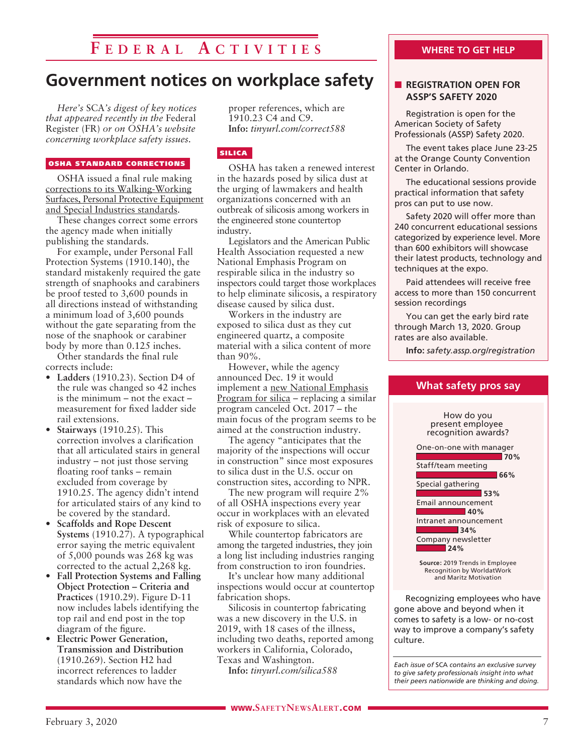# Federal Activities

## Government notices on workplace safety

*Here's SCA's digest of key notices that appeared recently in the Federal Register (FR) or on OSHA's website concerning workplace safety issues.*

### OSHA STANDARD CORRECTIONS

OSHA issued a final rule making corrections to its Walking-Working Surfaces, Personal Protective Equipment and Special Industries standards.

These changes correct some errors the agency made when initially publishing the standards.

For example, under Personal Fall Protection Systems (1910.140), the standard mistakenly required the gate strength of snaphooks and carabiners be proof tested to 3,600 pounds in all directions instead of withstanding a minimum load of 3,600 pounds without the gate separating from the nose of the snaphook or carabiner body by more than 0.125 inches.

Other standards the final rule corrects include:

- **Ladders** (1910.23). Section D4 of the rule was changed so 42 inches is the minimum – not the exact – measurement for fixed ladder side rail extensions.
- **Stairways** (1910.25). This correction involves a clarification that all articulated stairs in general industry – not just those serving floating roof tanks – remain excluded from coverage by 1910.25. The agency didn't intend for articulated stairs of any kind to be covered by the standard.
- **Scaffolds and Rope Descent Systems** (1910.27). A typographical error saying the metric equivalent of 5,000 pounds was 268 kg was corrected to the actual 2,268 kg.
- **Fall Protection Systems and Falling Object Protection – Criteria and Practices** (1910.29). Figure D-11 now includes labels identifying the top rail and end post in the top diagram of the figure.
- **Electric Power Generation, Transmission and Distribution** (1910.269). Section H2 had incorrect references to ladder standards which now have the proper references, which are 1910.23 C4 and C9.

**Info:** *tinyurl.com/correct588*

### SILICA

OSHA has taken a renewed interest in the hazards posed by silica dust at the urging of lawmakers and health organizations concerned with an outbreak of silicosis among workers in the engineered stone countertop industry.

Legislators and the American Public Health Association requested a new National Emphasis Program on respirable silica in the industry so inspectors could target those workplaces to help eliminate silicosis, a respiratory disease caused by silica dust.

Workers in the industry are exposed to silica dust as they cut engineered quartz, a composite material with a silica content of more than 90%.

However, while the agency announced Dec. 19 it would implement a new National Emphasis Program for silica – replacing a similar program canceled Oct. 2017 – the main focus of the program seems to be aimed at the construction industry.

The agency "anticipates that the majority of the inspections will occur in construction" since most exposures to silica dust in the U.S. occur on construction sites, according to NPR.

The new program will require 2% of all OSHA inspections every year occur in workplaces with an elevated risk of exposure to silica.

While countertop fabricators are among the targeted industries, they join a long list including industries ranging from construction to iron foundries.

It's unclear how many additional inspections would occur at countertop fabrication shops.

Silicosis in countertop fabricating was a new discovery in the U.S. in 2019, with 18 cases of the illness, including two deaths, reported among workers in California, Colorado, Texas and Washington.

**Info:** *tinyurl.com/silica588*

## WHERE TO GET HELP

### REGISTRATION OPEN FOR ASSP'S SAFETY 2020

Registration is open for the American Society of Safety Professionals (ASSP) Safety 2020.

The event takes place June 23-25 at the Orange County Convention Center in Orlando.

The educational sessions provide practical information that safety pros can put to use now.

Safety 2020 will offer more than 240 concurrent educational sessions categorized by experience level. More than 600 exhibitors will showcase their latest products, technology and techniques at the expo.

Paid attendees will receive free access to more than 150 concurrent session recordings

You can get the early bird rate through March 13, 2020. Group rates are also available.

**Info:** *safety.assp.org/registration*

## What safety pros say

How do you present employee recognition awards?

| Method | Percent |
|---|---|
| One-on-one with manager | 70% |
| Staff/team meeting | 66% |
| Special gathering | 53% |
| Email announcement | 40% |
| Intranet announcement | 34% |
| Company newsletter | 24% |

**Source:** 2019 Trends in Employee Recognition by WorldatWork and Maritz Motivation

Recognizing employees who have gone above and beyond when it comes to safety is a low- or no-cost way to improve a company's safety culture.

*Each issue of SCA contains an exclusive survey to give safety professionals insight into what their peers nationwide are thinking and doing.*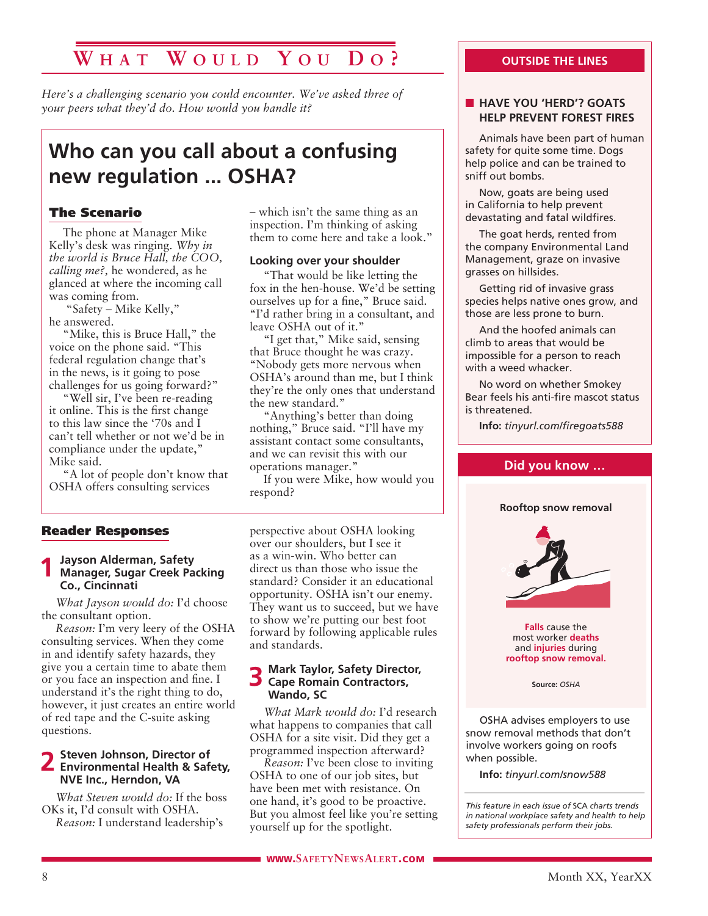# What Would You Do?

*Here's a challenging scenario you could encounter. We've asked three of your peers what they'd do. How would you handle it?*

## Who can you call about a confusing new regulation ... OSHA?

### The Scenario

The phone at Manager Mike Kelly's desk was ringing. *Why in the world is Bruce Hall, the COO, calling me?,* he wondered, as he glanced at where the incoming call was coming from.

"Safety – Mike Kelly," he answered.

"Mike, this is Bruce Hall," the voice on the phone said. "This federal regulation change that's in the news, is it going to pose challenges for us going forward?"

"Well sir, I've been re-reading it online. This is the first change to this law since the '70s and I can't tell whether or not we'd be in compliance under the update," Mike said.

"A lot of people don't know that OSHA offers consulting services – which isn't the same thing as an inspection. I'm thinking of asking them to come here and take a look."

#### Looking over your shoulder

"That would be like letting the fox in the hen-house. We'd be setting ourselves up for a fine," Bruce said. "I'd rather bring in a consultant, and leave OSHA out of it."

"I get that," Mike said, sensing that Bruce thought he was crazy. "Nobody gets more nervous when OSHA's around than me, but I think they're the only ones that understand the new standard."

"Anything's better than doing nothing," Bruce said. "I'll have my assistant contact some consultants, and we can revisit this with our operations manager."

If you were Mike, how would you respond?

### Reader Responses

**1 Jayson Alderman, Safety Manager, Sugar Creek Packing Co., Cincinnati**

*What Jayson would do:* I'd choose the consultant option.

*Reason:* I'm very leery of the OSHA consulting services. When they come in and identify safety hazards, they give you a certain time to abate them or you face an inspection and fine. I understand it's the right thing to do, however, it just creates an entire world of red tape and the C-suite asking questions.

**2 Steven Johnson, Director of Environmental Health & Safety, NVE Inc., Herndon, VA**

*What Steven would do:* If the boss OKs it, I'd consult with OSHA.

*Reason:* I understand leadership's perspective about OSHA looking over our shoulders, but I see it as a win-win. Who better can direct us than those who issue the standard? Consider it an educational opportunity. OSHA isn't our enemy. They want us to succeed, but we have to show we're putting our best foot forward by following applicable rules and standards.

**3 Mark Taylor, Safety Director, Cape Romain Contractors, Wando, SC**

*What Mark would do:* I'd research what happens to companies that call OSHA for a site visit. Did they get a programmed inspection afterward?

*Reason:* I've been close to inviting OSHA to one of our job sites, but have been met with resistance. On one hand, it's good to be proactive. But you almost feel like you're setting yourself up for the spotlight.

## OUTSIDE THE LINES

### HAVE YOU 'HERD'? GOATS HELP PREVENT FOREST FIRES

Animals have been part of human safety for quite some time. Dogs help police and can be trained to sniff out bombs.

Now, goats are being used in California to help prevent devastating and fatal wildfires.

The goat herds, rented from the company Environmental Land Management, graze on invasive grasses on hillsides.

Getting rid of invasive grass species helps native ones grow, and those are less prone to burn.

And the hoofed animals can climb to areas that would be impossible for a person to reach with a weed whacker.

No word on whether Smokey Bear feels his anti-fire mascot status is threatened.

**Info:** *tinyurl.com/firegoats588*

## Did you know ...

**Rooftop snow removal**

**Falls** cause the most worker **deaths** and **injuries** during **rooftop snow removal.**

**Source:** *OSHA*

OSHA advises employers to use snow removal methods that don't involve workers going on roofs when possible.

**Info:** *tinyurl.com/snow588*

*This feature in each issue of SCA charts trends in national workplace safety and health to help safety professionals perform their jobs.*

www.SafetyNewsAlert.com